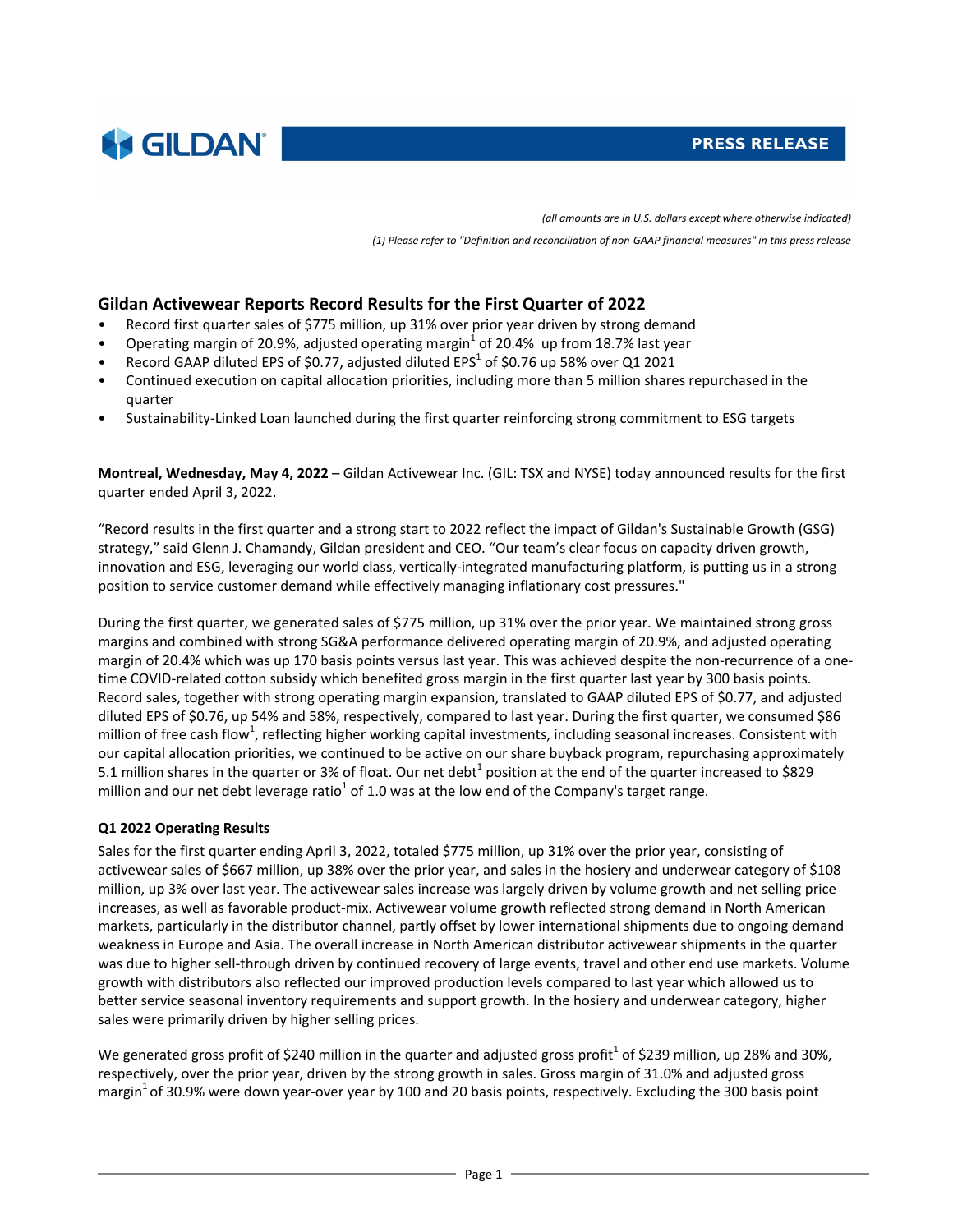GILDAN

PRESS RELEASE

*(all amounts are in U.S. dollars except where otherwise indicated)*

*(1) Please refer to "Definition and reconciliation of non-GAAP financial measures" in this press release*

## Gildan Activewear Reports Record Results for the First Quarter of 2022

- Record first quarter sales of $775 million, up 31% over prior year driven by strong demand
- Operating margin of 20.9%, adjusted operating margin[1] of 20.4% up from 18.7% last year
- Record GAAP diluted EPS of $0.77, adjusted diluted EPS[1] of $0.76 up 58% over Q1 2021
- Continued execution on capital allocation priorities, including more than 5 million shares repurchased in the quarter
- Sustainability-Linked Loan launched during the first quarter reinforcing strong commitment to ESG targets

**Montreal, Wednesday, May 4, 2022** – Gildan Activewear Inc. (GIL: TSX and NYSE) today announced results for the first quarter ended April 3, 2022.

"Record results in the first quarter and a strong start to 2022 reflect the impact of Gildan's Sustainable Growth (GSG) strategy," said Glenn J. Chamandy, Gildan president and CEO. "Our team's clear focus on capacity driven growth, innovation and ESG, leveraging our world class, vertically-integrated manufacturing platform, is putting us in a strong position to service customer demand while effectively managing inflationary cost pressures."

During the first quarter, we generated sales of $775 million, up 31% over the prior year. We maintained strong gross margins and combined with strong SG&A performance delivered operating margin of 20.9%, and adjusted operating margin of 20.4% which was up 170 basis points versus last year. This was achieved despite the non-recurrence of a one-time COVID-related cotton subsidy which benefited gross margin in the first quarter last year by 300 basis points. Record sales, together with strong operating margin expansion, translated to GAAP diluted EPS of $0.77, and adjusted diluted EPS of $0.76, up 54% and 58%, respectively, compared to last year. During the first quarter, we consumed $86 million of free cash flow[1], reflecting higher working capital investments, including seasonal increases. Consistent with our capital allocation priorities, we continued to be active on our share buyback program, repurchasing approximately 5.1 million shares in the quarter or 3% of float. Our net debt[1] position at the end of the quarter increased to $829 million and our net debt leverage ratio[1] of 1.0 was at the low end of the Company's target range.

**Q1 2022 Operating Results**

Sales for the first quarter ending April 3, 2022, totaled $775 million, up 31% over the prior year, consisting of activewear sales of $667 million, up 38% over the prior year, and sales in the hosiery and underwear category of $108 million, up 3% over last year. The activewear sales increase was largely driven by volume growth and net selling price increases, as well as favorable product-mix. Activewear volume growth reflected strong demand in North American markets, particularly in the distributor channel, partly offset by lower international shipments due to ongoing demand weakness in Europe and Asia. The overall increase in North American distributor activewear shipments in the quarter was due to higher sell-through driven by continued recovery of large events, travel and other end use markets. Volume growth with distributors also reflected our improved production levels compared to last year which allowed us to better service seasonal inventory requirements and support growth. In the hosiery and underwear category, higher sales were primarily driven by higher selling prices.

We generated gross profit of $240 million in the quarter and adjusted gross profit[1] of $239 million, up 28% and 30%, respectively, over the prior year, driven by the strong growth in sales. Gross margin of 31.0% and adjusted gross margin[1] of 30.9% were down year-over year by 100 and 20 basis points, respectively. Excluding the 300 basis point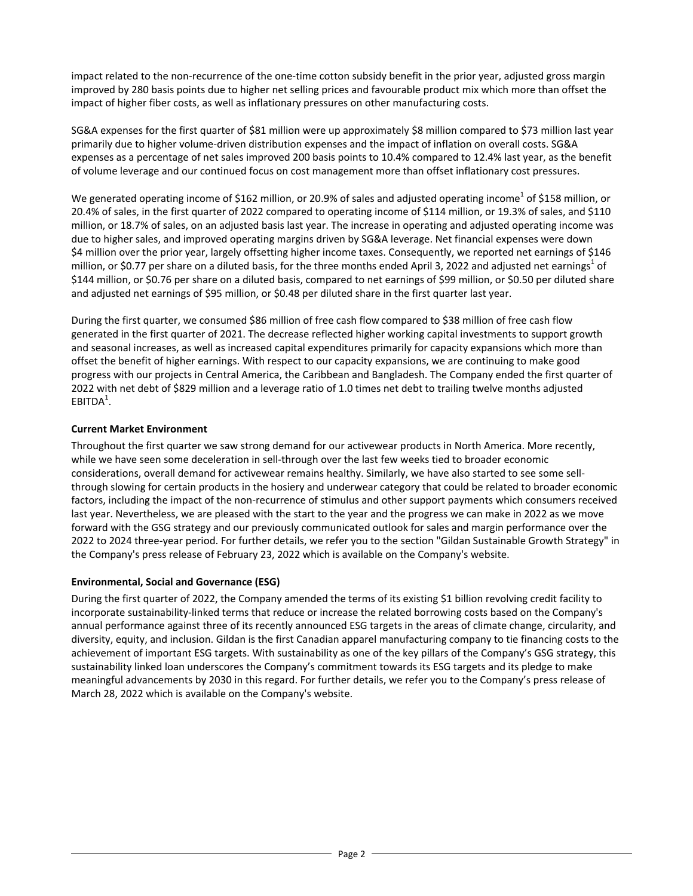impact related to the non-recurrence of the one-time cotton subsidy benefit in the prior year, adjusted gross margin improved by 280 basis points due to higher net selling prices and favourable product mix which more than offset the impact of higher fiber costs, as well as inflationary pressures on other manufacturing costs.

SG&A expenses for the first quarter of $81 million were up approximately $8 million compared to $73 million last year primarily due to higher volume-driven distribution expenses and the impact of inflation on overall costs. SG&A expenses as a percentage of net sales improved 200 basis points to 10.4% compared to 12.4% last year, as the benefit of volume leverage and our continued focus on cost management more than offset inflationary cost pressures.

We generated operating income of $162 million, or 20.9% of sales and adjusted operating income[1] of $158 million, or 20.4% of sales, in the first quarter of 2022 compared to operating income of $114 million, or 19.3% of sales, and $110 million, or 18.7% of sales, on an adjusted basis last year. The increase in operating and adjusted operating income was due to higher sales, and improved operating margins driven by SG&A leverage. Net financial expenses were down $4 million over the prior year, largely offsetting higher income taxes. Consequently, we reported net earnings of $146 million, or $0.77 per share on a diluted basis, for the three months ended April 3, 2022 and adjusted net earnings[1] of $144 million, or $0.76 per share on a diluted basis, compared to net earnings of $99 million, or $0.50 per diluted share and adjusted net earnings of $95 million, or $0.48 per diluted share in the first quarter last year.

During the first quarter, we consumed $86 million of free cash flow compared to $38 million of free cash flow generated in the first quarter of 2021. The decrease reflected higher working capital investments to support growth and seasonal increases, as well as increased capital expenditures primarily for capacity expansions which more than offset the benefit of higher earnings. With respect to our capacity expansions, we are continuing to make good progress with our projects in Central America, the Caribbean and Bangladesh. The Company ended the first quarter of 2022 with net debt of $829 million and a leverage ratio of 1.0 times net debt to trailing twelve months adjusted EBITDA[1].

**Current Market Environment**

Throughout the first quarter we saw strong demand for our activewear products in North America. More recently, while we have seen some deceleration in sell-through over the last few weeks tied to broader economic considerations, overall demand for activewear remains healthy. Similarly, we have also started to see some sell-through slowing for certain products in the hosiery and underwear category that could be related to broader economic factors, including the impact of the non-recurrence of stimulus and other support payments which consumers received last year. Nevertheless, we are pleased with the start to the year and the progress we can make in 2022 as we move forward with the GSG strategy and our previously communicated outlook for sales and margin performance over the 2022 to 2024 three-year period. For further details, we refer you to the section "Gildan Sustainable Growth Strategy" in the Company's press release of February 23, 2022 which is available on the Company's website.

**Environmental, Social and Governance (ESG)**

During the first quarter of 2022, the Company amended the terms of its existing $1 billion revolving credit facility to incorporate sustainability-linked terms that reduce or increase the related borrowing costs based on the Company's annual performance against three of its recently announced ESG targets in the areas of climate change, circularity, and diversity, equity, and inclusion. Gildan is the first Canadian apparel manufacturing company to tie financing costs to the achievement of important ESG targets. With sustainability as one of the key pillars of the Company's GSG strategy, this sustainability linked loan underscores the Company's commitment towards its ESG targets and its pledge to make meaningful advancements by 2030 in this regard. For further details, we refer you to the Company's press release of March 28, 2022 which is available on the Company's website.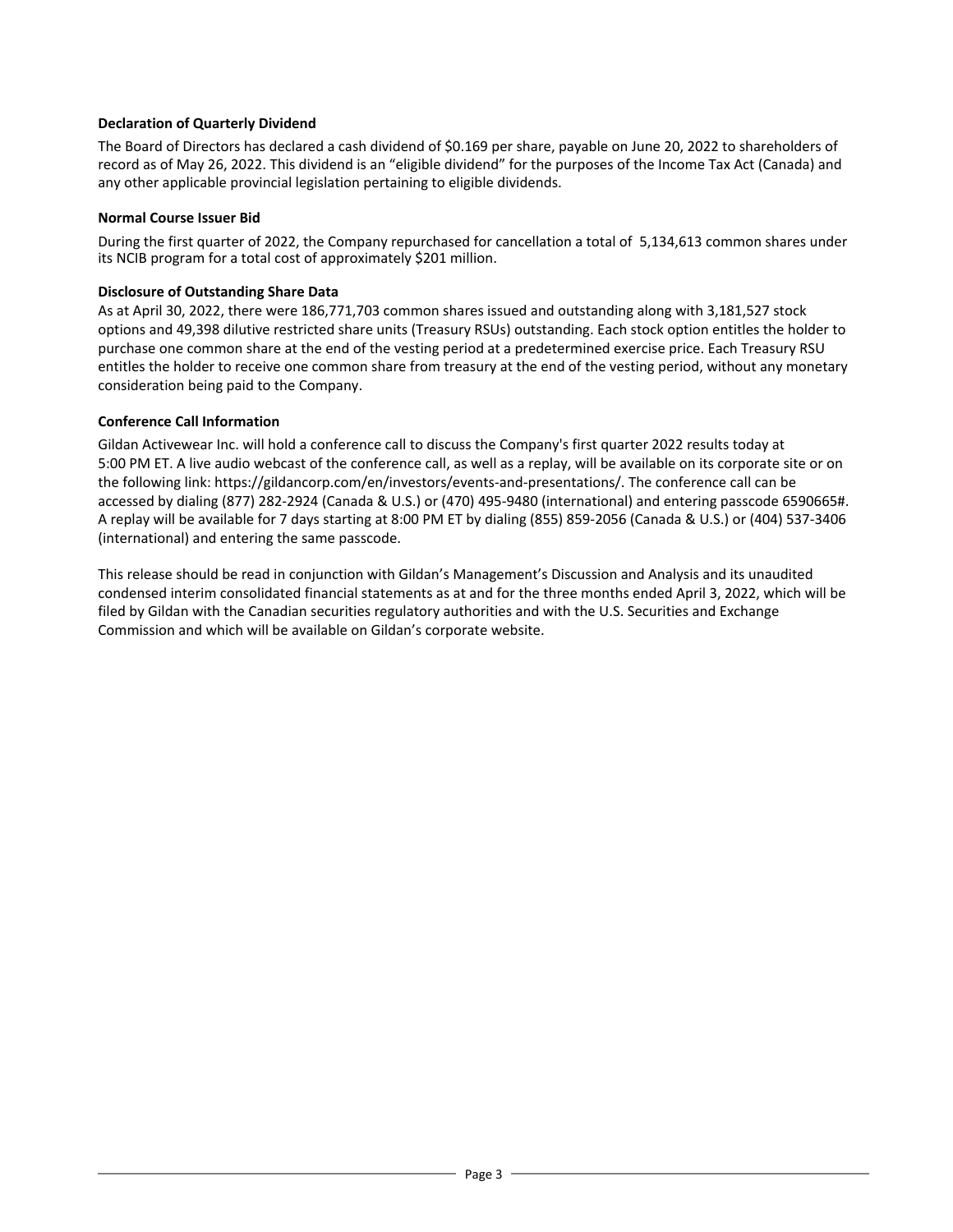**Declaration of Quarterly Dividend**

The Board of Directors has declared a cash dividend of $0.169 per share, payable on June 20, 2022 to shareholders of record as of May 26, 2022. This dividend is an "eligible dividend" for the purposes of the Income Tax Act (Canada) and any other applicable provincial legislation pertaining to eligible dividends.

**Normal Course Issuer Bid**

During the first quarter of 2022, the Company repurchased for cancellation a total of 5,134,613 common shares under its NCIB program for a total cost of approximately $201 million.

**Disclosure of Outstanding Share Data**

As at April 30, 2022, there were 186,771,703 common shares issued and outstanding along with 3,181,527 stock options and 49,398 dilutive restricted share units (Treasury RSUs) outstanding. Each stock option entitles the holder to purchase one common share at the end of the vesting period at a predetermined exercise price. Each Treasury RSU entitles the holder to receive one common share from treasury at the end of the vesting period, without any monetary consideration being paid to the Company.

**Conference Call Information**

Gildan Activewear Inc. will hold a conference call to discuss the Company's first quarter 2022 results today at 5:00 PM ET. A live audio webcast of the conference call, as well as a replay, will be available on its corporate site or on the following link: https://gildancorp.com/en/investors/events-and-presentations/. The conference call can be accessed by dialing (877) 282-2924 (Canada & U.S.) or (470) 495-9480 (international) and entering passcode 6590665#. A replay will be available for 7 days starting at 8:00 PM ET by dialing (855) 859-2056 (Canada & U.S.) or (404) 537-3406 (international) and entering the same passcode.

This release should be read in conjunction with Gildan's Management's Discussion and Analysis and its unaudited condensed interim consolidated financial statements as at and for the three months ended April 3, 2022, which will be filed by Gildan with the Canadian securities regulatory authorities and with the U.S. Securities and Exchange Commission and which will be available on Gildan's corporate website.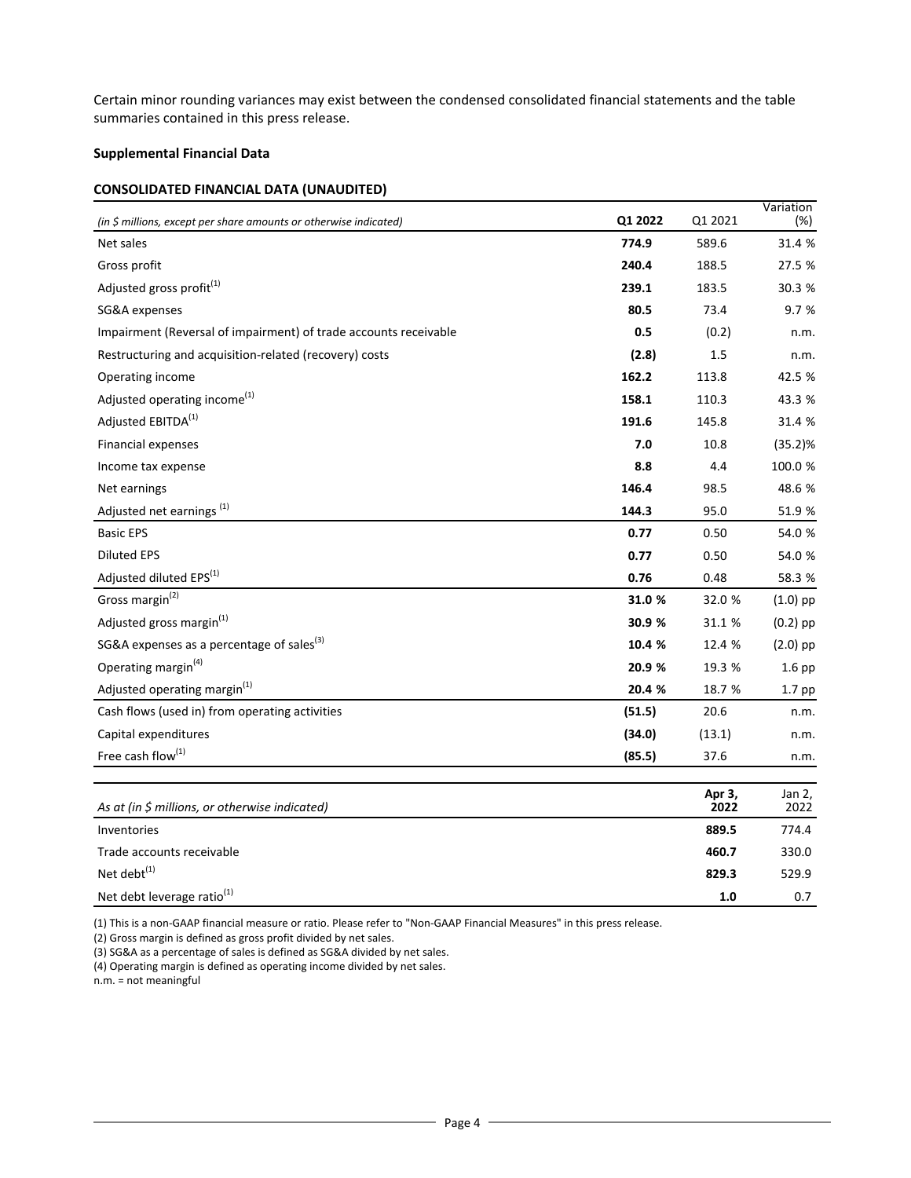Certain minor rounding variances may exist between the condensed consolidated financial statements and the table summaries contained in this press release.

**Supplemental Financial Data**

**CONSOLIDATED FINANCIAL DATA (UNAUDITED)**

| *(in $ millions, except per share amounts or otherwise indicated)* | **Q1 2022** | Q1 2021 | Variation (%) |
|---|---|---|---|
| Net sales | **774.9** | 589.6 | 31.4 % |
| Gross profit | **240.4** | 188.5 | 27.5 % |
| Adjusted gross profit[1] | **239.1** | 183.5 | 30.3 % |
| SG&A expenses | **80.5** | 73.4 | 9.7 % |
| Impairment (Reversal of impairment) of trade accounts receivable | **0.5** | (0.2) | n.m. |
| Restructuring and acquisition-related (recovery) costs | **(2.8)** | 1.5 | n.m. |
| Operating income | **162.2** | 113.8 | 42.5 % |
| Adjusted operating income[1] | **158.1** | 110.3 | 43.3 % |
| Adjusted EBITDA[1] | **191.6** | 145.8 | 31.4 % |
| Financial expenses | **7.0** | 10.8 | (35.2)% |
| Income tax expense | **8.8** | 4.4 | 100.0 % |
| Net earnings | **146.4** | 98.5 | 48.6 % |
| Adjusted net earnings [1] | **144.3** | 95.0 | 51.9 % |
| Basic EPS | **0.77** | 0.50 | 54.0 % |
| Diluted EPS | **0.77** | 0.50 | 54.0 % |
| Adjusted diluted EPS[1] | **0.76** | 0.48 | 58.3 % |
| Gross margin[2] | **31.0 %** | 32.0 % | (1.0) pp |
| Adjusted gross margin[1] | **30.9 %** | 31.1 % | (0.2) pp |
| SG&A expenses as a percentage of sales[3] | **10.4 %** | 12.4 % | (2.0) pp |
| Operating margin[4] | **20.9 %** | 19.3 % | 1.6 pp |
| Adjusted operating margin[1] | **20.4 %** | 18.7 % | 1.7 pp |
| Cash flows (used in) from operating activities | **(51.5)** | 20.6 | n.m. |
| Capital expenditures | **(34.0)** | (13.1) | n.m. |
| Free cash flow[1] | **(85.5)** | 37.6 | n.m. |

| *As at (in $ millions, or otherwise indicated)* | **Apr 3, 2022** | Jan 2, 2022 |
|---|---|---|
| Inventories | **889.5** | 774.4 |
| Trade accounts receivable | **460.7** | 330.0 |
| Net debt[1] | **829.3** | 529.9 |
| Net debt leverage ratio[1] | **1.0** | 0.7 |

(1) This is a non-GAAP financial measure or ratio. Please refer to "Non-GAAP Financial Measures" in this press release.
(2) Gross margin is defined as gross profit divided by net sales.
(3) SG&A as a percentage of sales is defined as SG&A divided by net sales.
(4) Operating margin is defined as operating income divided by net sales.
n.m. = not meaningful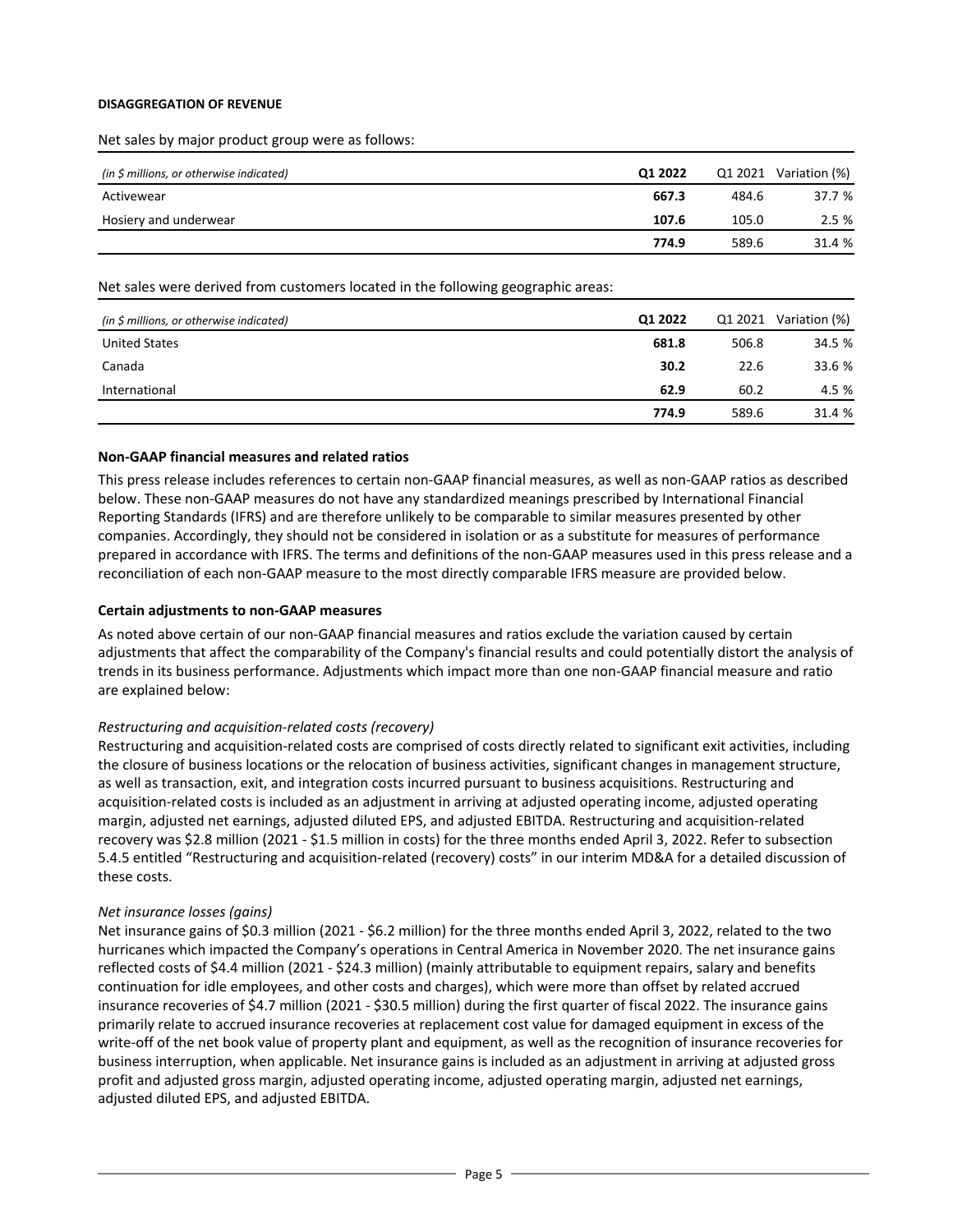**DISAGGREGATION OF REVENUE**

Net sales by major product group were as follows:

| *(in $ millions, or otherwise indicated)* | **Q1 2022** | Q1 2021 | Variation (%) |
|---|---|---|---|
| Activewear | **667.3** | 484.6 | 37.7 % |
| Hosiery and underwear | **107.6** | 105.0 | 2.5 % |
| | **774.9** | 589.6 | 31.4 % |

Net sales were derived from customers located in the following geographic areas:

| *(in $ millions, or otherwise indicated)* | **Q1 2022** | Q1 2021 | Variation (%) |
|---|---|---|---|
| United States | **681.8** | 506.8 | 34.5 % |
| Canada | **30.2** | 22.6 | 33.6 % |
| International | **62.9** | 60.2 | 4.5 % |
| | **774.9** | 589.6 | 31.4 % |

**Non-GAAP financial measures and related ratios**

This press release includes references to certain non-GAAP financial measures, as well as non-GAAP ratios as described below. These non-GAAP measures do not have any standardized meanings prescribed by International Financial Reporting Standards (IFRS) and are therefore unlikely to be comparable to similar measures presented by other companies. Accordingly, they should not be considered in isolation or as a substitute for measures of performance prepared in accordance with IFRS. The terms and definitions of the non-GAAP measures used in this press release and a reconciliation of each non-GAAP measure to the most directly comparable IFRS measure are provided below.

**Certain adjustments to non-GAAP measures**

As noted above certain of our non-GAAP financial measures and ratios exclude the variation caused by certain adjustments that affect the comparability of the Company's financial results and could potentially distort the analysis of trends in its business performance. Adjustments which impact more than one non-GAAP financial measure and ratio are explained below:

*Restructuring and acquisition-related costs (recovery)*

Restructuring and acquisition-related costs are comprised of costs directly related to significant exit activities, including the closure of business locations or the relocation of business activities, significant changes in management structure, as well as transaction, exit, and integration costs incurred pursuant to business acquisitions. Restructuring and acquisition-related costs is included as an adjustment in arriving at adjusted operating income, adjusted operating margin, adjusted net earnings, adjusted diluted EPS, and adjusted EBITDA. Restructuring and acquisition-related recovery was $2.8 million (2021 - $1.5 million in costs) for the three months ended April 3, 2022. Refer to subsection 5.4.5 entitled "Restructuring and acquisition-related (recovery) costs" in our interim MD&A for a detailed discussion of these costs.

*Net insurance losses (gains)*

Net insurance gains of $0.3 million (2021 - $6.2 million) for the three months ended April 3, 2022, related to the two hurricanes which impacted the Company's operations in Central America in November 2020. The net insurance gains reflected costs of $4.4 million (2021 - $24.3 million) (mainly attributable to equipment repairs, salary and benefits continuation for idle employees, and other costs and charges), which were more than offset by related accrued insurance recoveries of $4.7 million (2021 - $30.5 million) during the first quarter of fiscal 2022. The insurance gains primarily relate to accrued insurance recoveries at replacement cost value for damaged equipment in excess of the write-off of the net book value of property plant and equipment, as well as the recognition of insurance recoveries for business interruption, when applicable. Net insurance gains is included as an adjustment in arriving at adjusted gross profit and adjusted gross margin, adjusted operating income, adjusted operating margin, adjusted net earnings, adjusted diluted EPS, and adjusted EBITDA.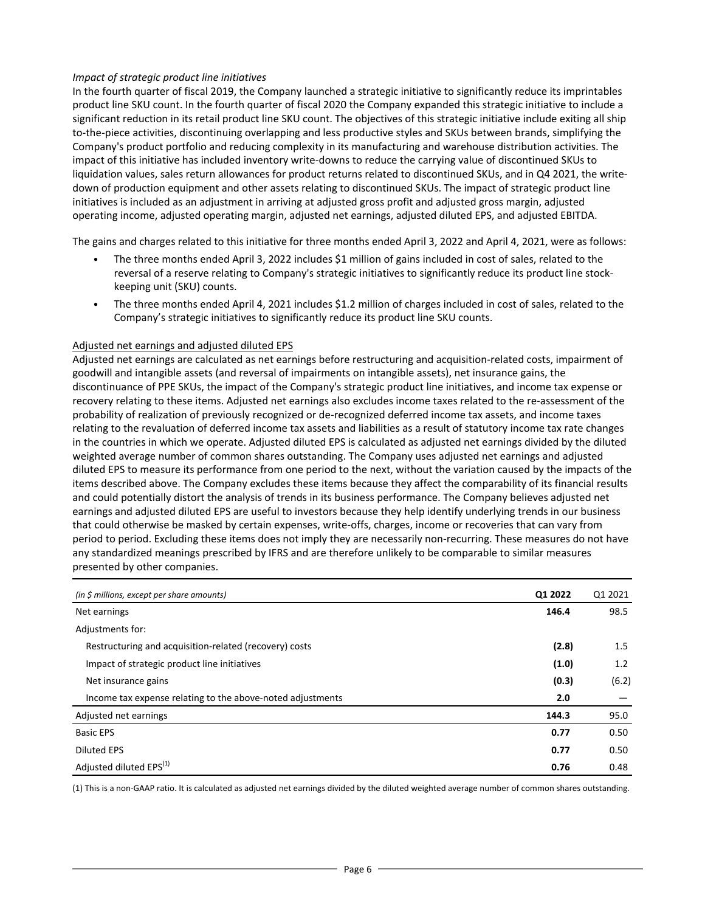*Impact of strategic product line initiatives*

In the fourth quarter of fiscal 2019, the Company launched a strategic initiative to significantly reduce its imprintables product line SKU count. In the fourth quarter of fiscal 2020 the Company expanded this strategic initiative to include a significant reduction in its retail product line SKU count. The objectives of this strategic initiative include exiting all ship to-the-piece activities, discontinuing overlapping and less productive styles and SKUs between brands, simplifying the Company's product portfolio and reducing complexity in its manufacturing and warehouse distribution activities. The impact of this initiative has included inventory write-downs to reduce the carrying value of discontinued SKUs to liquidation values, sales return allowances for product returns related to discontinued SKUs, and in Q4 2021, the write-down of production equipment and other assets relating to discontinued SKUs. The impact of strategic product line initiatives is included as an adjustment in arriving at adjusted gross profit and adjusted gross margin, adjusted operating income, adjusted operating margin, adjusted net earnings, adjusted diluted EPS, and adjusted EBITDA.

The gains and charges related to this initiative for three months ended April 3, 2022 and April 4, 2021, were as follows:

- The three months ended April 3, 2022 includes $1 million of gains included in cost of sales, related to the reversal of a reserve relating to Company's strategic initiatives to significantly reduce its product line stock-keeping unit (SKU) counts.
- The three months ended April 4, 2021 includes $1.2 million of charges included in cost of sales, related to the Company's strategic initiatives to significantly reduce its product line SKU counts.

Adjusted net earnings and adjusted diluted EPS

Adjusted net earnings are calculated as net earnings before restructuring and acquisition-related costs, impairment of goodwill and intangible assets (and reversal of impairments on intangible assets), net insurance gains, the discontinuance of PPE SKUs, the impact of the Company's strategic product line initiatives, and income tax expense or recovery relating to these items. Adjusted net earnings also excludes income taxes related to the re-assessment of the probability of realization of previously recognized or de-recognized deferred income tax assets, and income taxes relating to the revaluation of deferred income tax assets and liabilities as a result of statutory income tax rate changes in the countries in which we operate. Adjusted diluted EPS is calculated as adjusted net earnings divided by the diluted weighted average number of common shares outstanding. The Company uses adjusted net earnings and adjusted diluted EPS to measure its performance from one period to the next, without the variation caused by the impacts of the items described above. The Company excludes these items because they affect the comparability of its financial results and could potentially distort the analysis of trends in its business performance. The Company believes adjusted net earnings and adjusted diluted EPS are useful to investors because they help identify underlying trends in our business that could otherwise be masked by certain expenses, write-offs, charges, income or recoveries that can vary from period to period. Excluding these items does not imply they are necessarily non-recurring. These measures do not have any standardized meanings prescribed by IFRS and are therefore unlikely to be comparable to similar measures presented by other companies.

| *(in $ millions, except per share amounts)* | **Q1 2022** | Q1 2021 |
|---|---|---|
| Net earnings | **146.4** | 98.5 |
| Adjustments for: | | |
| Restructuring and acquisition-related (recovery) costs | **(2.8)** | 1.5 |
| Impact of strategic product line initiatives | **(1.0)** | 1.2 |
| Net insurance gains | **(0.3)** | (6.2) |
| Income tax expense relating to the above-noted adjustments | **2.0** | — |
| Adjusted net earnings | **144.3** | 95.0 |
| Basic EPS | **0.77** | 0.50 |
| Diluted EPS | **0.77** | 0.50 |
| Adjusted diluted EPS[(1)] | **0.76** | 0.48 |

(1) This is a non-GAAP ratio. It is calculated as adjusted net earnings divided by the diluted weighted average number of common shares outstanding.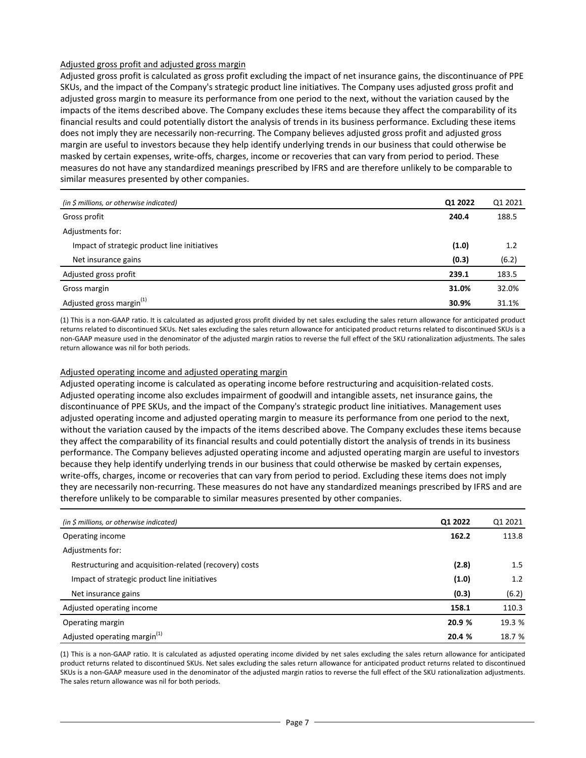### Adjusted gross profit and adjusted gross margin

Adjusted gross profit is calculated as gross profit excluding the impact of net insurance gains, the discontinuance of PPE SKUs, and the impact of the Company's strategic product line initiatives. The Company uses adjusted gross profit and adjusted gross margin to measure its performance from one period to the next, without the variation caused by the impacts of the items described above. The Company excludes these items because they affect the comparability of its financial results and could potentially distort the analysis of trends in its business performance. Excluding these items does not imply they are necessarily non-recurring. The Company believes adjusted gross profit and adjusted gross margin are useful to investors because they help identify underlying trends in our business that could otherwise be masked by certain expenses, write-offs, charges, income or recoveries that can vary from period to period. These measures do not have any standardized meanings prescribed by IFRS and are therefore unlikely to be comparable to similar measures presented by other companies.

| *(in $ millions, or otherwise indicated)* | **Q1 2022** | Q1 2021 |
|---|---|---|
| Gross profit | **240.4** | 188.5 |
| Adjustments for: | | |
| Impact of strategic product line initiatives | **(1.0)** | 1.2 |
| Net insurance gains | **(0.3)** | (6.2) |
| Adjusted gross profit | **239.1** | 183.5 |
| Gross margin | **31.0%** | 32.0% |
| Adjusted gross margin[1] | **30.9%** | 31.1% |

(1) This is a non-GAAP ratio. It is calculated as adjusted gross profit divided by net sales excluding the sales return allowance for anticipated product returns related to discontinued SKUs. Net sales excluding the sales return allowance for anticipated product returns related to discontinued SKUs is a non-GAAP measure used in the denominator of the adjusted margin ratios to reverse the full effect of the SKU rationalization adjustments. The sales return allowance was nil for both periods.

### Adjusted operating income and adjusted operating margin

Adjusted operating income is calculated as operating income before restructuring and acquisition-related costs. Adjusted operating income also excludes impairment of goodwill and intangible assets, net insurance gains, the discontinuance of PPE SKUs, and the impact of the Company's strategic product line initiatives. Management uses adjusted operating income and adjusted operating margin to measure its performance from one period to the next, without the variation caused by the impacts of the items described above. The Company excludes these items because they affect the comparability of its financial results and could potentially distort the analysis of trends in its business performance. The Company believes adjusted operating income and adjusted operating margin are useful to investors because they help identify underlying trends in our business that could otherwise be masked by certain expenses, write-offs, charges, income or recoveries that can vary from period to period. Excluding these items does not imply they are necessarily non-recurring. These measures do not have any standardized meanings prescribed by IFRS and are therefore unlikely to be comparable to similar measures presented by other companies.

| *(in $ millions, or otherwise indicated)* | **Q1 2022** | Q1 2021 |
|---|---|---|
| Operating income | **162.2** | 113.8 |
| Adjustments for: | | |
| Restructuring and acquisition-related (recovery) costs | **(2.8)** | 1.5 |
| Impact of strategic product line initiatives | **(1.0)** | 1.2 |
| Net insurance gains | **(0.3)** | (6.2) |
| Adjusted operating income | **158.1** | 110.3 |
| Operating margin | **20.9 %** | 19.3 % |
| Adjusted operating margin[1] | **20.4 %** | 18.7 % |

(1) This is a non-GAAP ratio. It is calculated as adjusted operating income divided by net sales excluding the sales return allowance for anticipated product returns related to discontinued SKUs. Net sales excluding the sales return allowance for anticipated product returns related to discontinued SKUs is a non-GAAP measure used in the denominator of the adjusted margin ratios to reverse the full effect of the SKU rationalization adjustments. The sales return allowance was nil for both periods.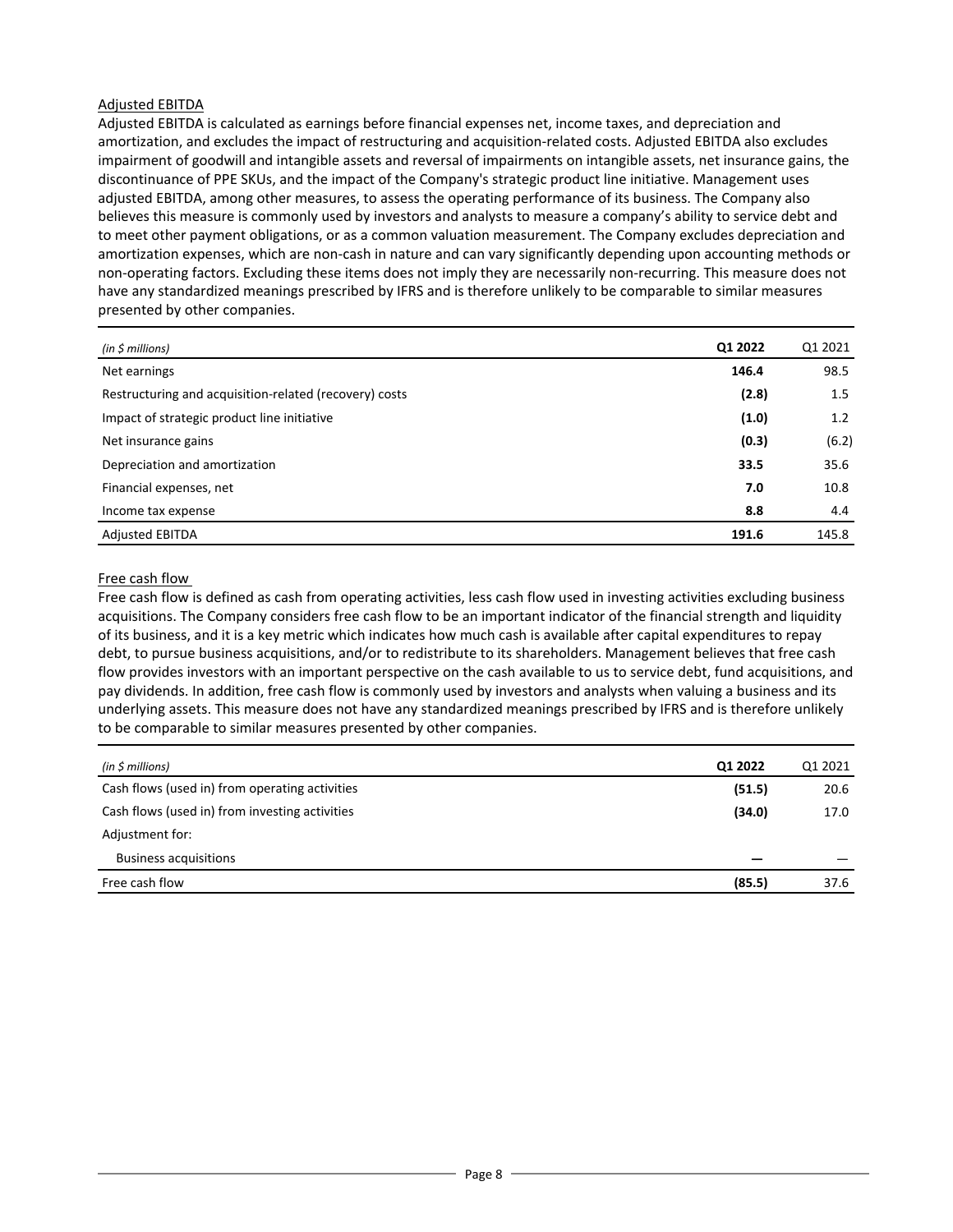## Adjusted EBITDA

Adjusted EBITDA is calculated as earnings before financial expenses net, income taxes, and depreciation and amortization, and excludes the impact of restructuring and acquisition-related costs. Adjusted EBITDA also excludes impairment of goodwill and intangible assets and reversal of impairments on intangible assets, net insurance gains, the discontinuance of PPE SKUs, and the impact of the Company's strategic product line initiative. Management uses adjusted EBITDA, among other measures, to assess the operating performance of its business. The Company also believes this measure is commonly used by investors and analysts to measure a company's ability to service debt and to meet other payment obligations, or as a common valuation measurement. The Company excludes depreciation and amortization expenses, which are non-cash in nature and can vary significantly depending upon accounting methods or non-operating factors. Excluding these items does not imply they are necessarily non-recurring. This measure does not have any standardized meanings prescribed by IFRS and is therefore unlikely to be comparable to similar measures presented by other companies.

| *(in $ millions)* | **Q1 2022** | Q1 2021 |
|---|---|---|
| Net earnings | **146.4** | 98.5 |
| Restructuring and acquisition-related (recovery) costs | **(2.8)** | 1.5 |
| Impact of strategic product line initiative | **(1.0)** | 1.2 |
| Net insurance gains | **(0.3)** | (6.2) |
| Depreciation and amortization | **33.5** | 35.6 |
| Financial expenses, net | **7.0** | 10.8 |
| Income tax expense | **8.8** | 4.4 |
| Adjusted EBITDA | **191.6** | 145.8 |

## Free cash flow

Free cash flow is defined as cash from operating activities, less cash flow used in investing activities excluding business acquisitions. The Company considers free cash flow to be an important indicator of the financial strength and liquidity of its business, and it is a key metric which indicates how much cash is available after capital expenditures to repay debt, to pursue business acquisitions, and/or to redistribute to its shareholders. Management believes that free cash flow provides investors with an important perspective on the cash available to us to service debt, fund acquisitions, and pay dividends. In addition, free cash flow is commonly used by investors and analysts when valuing a business and its underlying assets. This measure does not have any standardized meanings prescribed by IFRS and is therefore unlikely to be comparable to similar measures presented by other companies.

| *(in $ millions)* | **Q1 2022** | Q1 2021 |
|---|---|---|
| Cash flows (used in) from operating activities | **(51.5)** | 20.6 |
| Cash flows (used in) from investing activities | **(34.0)** | 17.0 |
| Adjustment for: | | |
| Business acquisitions | **—** | — |
| Free cash flow | **(85.5)** | 37.6 |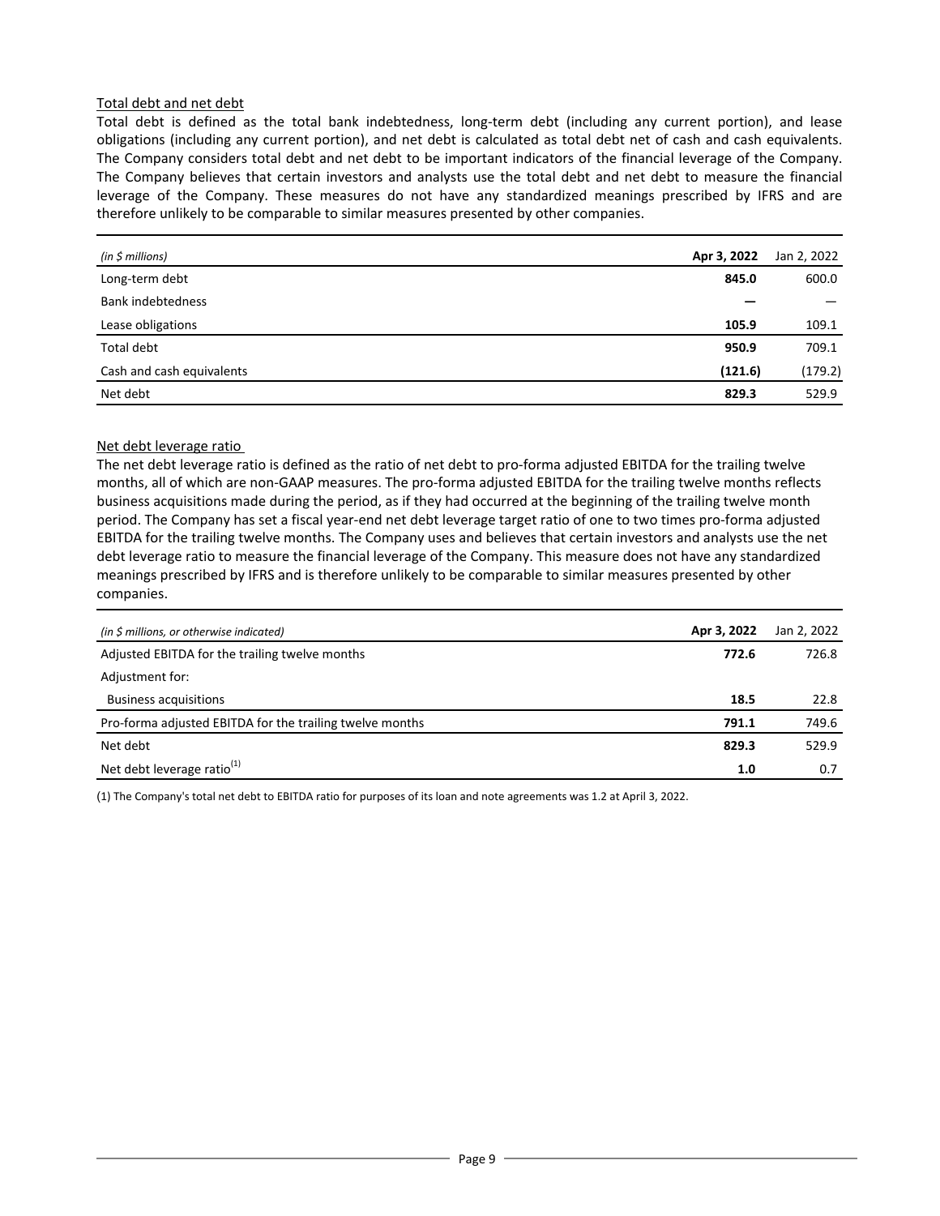Total debt and net debt

Total debt is defined as the total bank indebtedness, long-term debt (including any current portion), and lease obligations (including any current portion), and net debt is calculated as total debt net of cash and cash equivalents. The Company considers total debt and net debt to be important indicators of the financial leverage of the Company. The Company believes that certain investors and analysts use the total debt and net debt to measure the financial leverage of the Company. These measures do not have any standardized meanings prescribed by IFRS and are therefore unlikely to be comparable to similar measures presented by other companies.

| *(in $ millions)* | **Apr 3, 2022** | Jan 2, 2022 |
|---|---|---|
| Long-term debt | **845.0** | 600.0 |
| Bank indebtedness | **—** | — |
| Lease obligations | **105.9** | 109.1 |
| Total debt | **950.9** | 709.1 |
| Cash and cash equivalents | **(121.6)** | (179.2) |
| Net debt | **829.3** | 529.9 |

Net debt leverage ratio

The net debt leverage ratio is defined as the ratio of net debt to pro-forma adjusted EBITDA for the trailing twelve months, all of which are non-GAAP measures. The pro-forma adjusted EBITDA for the trailing twelve months reflects business acquisitions made during the period, as if they had occurred at the beginning of the trailing twelve month period. The Company has set a fiscal year-end net debt leverage target ratio of one to two times pro-forma adjusted EBITDA for the trailing twelve months. The Company uses and believes that certain investors and analysts use the net debt leverage ratio to measure the financial leverage of the Company. This measure does not have any standardized meanings prescribed by IFRS and is therefore unlikely to be comparable to similar measures presented by other companies.

| *(in $ millions, or otherwise indicated)* | **Apr 3, 2022** | Jan 2, 2022 |
|---|---|---|
| Adjusted EBITDA for the trailing twelve months | **772.6** | 726.8 |
| Adjustment for: | | |
| Business acquisitions | **18.5** | 22.8 |
| Pro-forma adjusted EBITDA for the trailing twelve months | **791.1** | 749.6 |
| Net debt | **829.3** | 529.9 |
| Net debt leverage ratio[(1)] | **1.0** | 0.7 |

(1) The Company's total net debt to EBITDA ratio for purposes of its loan and note agreements was 1.2 at April 3, 2022.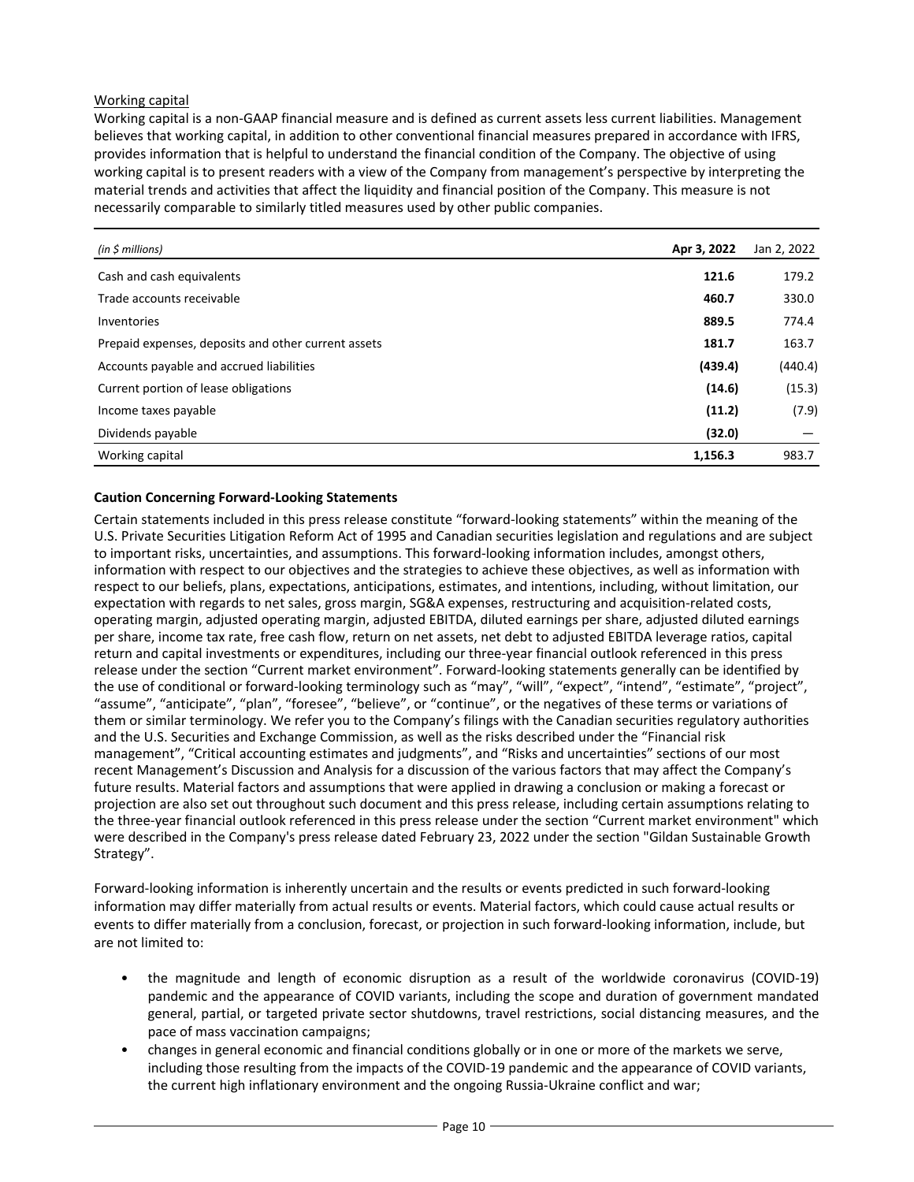Working capital

Working capital is a non-GAAP financial measure and is defined as current assets less current liabilities. Management believes that working capital, in addition to other conventional financial measures prepared in accordance with IFRS, provides information that is helpful to understand the financial condition of the Company. The objective of using working capital is to present readers with a view of the Company from management's perspective by interpreting the material trends and activities that affect the liquidity and financial position of the Company. This measure is not necessarily comparable to similarly titled measures used by other public companies.

| *(in $ millions)* | **Apr 3, 2022** | Jan 2, 2022 |
|---|---|---|
| Cash and cash equivalents | **121.6** | 179.2 |
| Trade accounts receivable | **460.7** | 330.0 |
| Inventories | **889.5** | 774.4 |
| Prepaid expenses, deposits and other current assets | **181.7** | 163.7 |
| Accounts payable and accrued liabilities | **(439.4)** | (440.4) |
| Current portion of lease obligations | **(14.6)** | (15.3) |
| Income taxes payable | **(11.2)** | (7.9) |
| Dividends payable | **(32.0)** | — |
| Working capital | **1,156.3** | 983.7 |

**Caution Concerning Forward-Looking Statements**

Certain statements included in this press release constitute "forward-looking statements" within the meaning of the U.S. Private Securities Litigation Reform Act of 1995 and Canadian securities legislation and regulations and are subject to important risks, uncertainties, and assumptions. This forward-looking information includes, amongst others, information with respect to our objectives and the strategies to achieve these objectives, as well as information with respect to our beliefs, plans, expectations, anticipations, estimates, and intentions, including, without limitation, our expectation with regards to net sales, gross margin, SG&A expenses, restructuring and acquisition-related costs, operating margin, adjusted operating margin, adjusted EBITDA, diluted earnings per share, adjusted diluted earnings per share, income tax rate, free cash flow, return on net assets, net debt to adjusted EBITDA leverage ratios, capital return and capital investments or expenditures, including our three-year financial outlook referenced in this press release under the section "Current market environment". Forward-looking statements generally can be identified by the use of conditional or forward-looking terminology such as "may", "will", "expect", "intend", "estimate", "project", "assume", "anticipate", "plan", "foresee", "believe", or "continue", or the negatives of these terms or variations of them or similar terminology. We refer you to the Company's filings with the Canadian securities regulatory authorities and the U.S. Securities and Exchange Commission, as well as the risks described under the "Financial risk management", "Critical accounting estimates and judgments", and "Risks and uncertainties" sections of our most recent Management's Discussion and Analysis for a discussion of the various factors that may affect the Company's future results. Material factors and assumptions that were applied in drawing a conclusion or making a forecast or projection are also set out throughout such document and this press release, including certain assumptions relating to the three-year financial outlook referenced in this press release under the section "Current market environment" which were described in the Company's press release dated February 23, 2022 under the section "Gildan Sustainable Growth Strategy".

Forward-looking information is inherently uncertain and the results or events predicted in such forward-looking information may differ materially from actual results or events. Material factors, which could cause actual results or events to differ materially from a conclusion, forecast, or projection in such forward-looking information, include, but are not limited to:

- the magnitude and length of economic disruption as a result of the worldwide coronavirus (COVID-19) pandemic and the appearance of COVID variants, including the scope and duration of government mandated general, partial, or targeted private sector shutdowns, travel restrictions, social distancing measures, and the pace of mass vaccination campaigns;
- changes in general economic and financial conditions globally or in one or more of the markets we serve, including those resulting from the impacts of the COVID-19 pandemic and the appearance of COVID variants, the current high inflationary environment and the ongoing Russia-Ukraine conflict and war;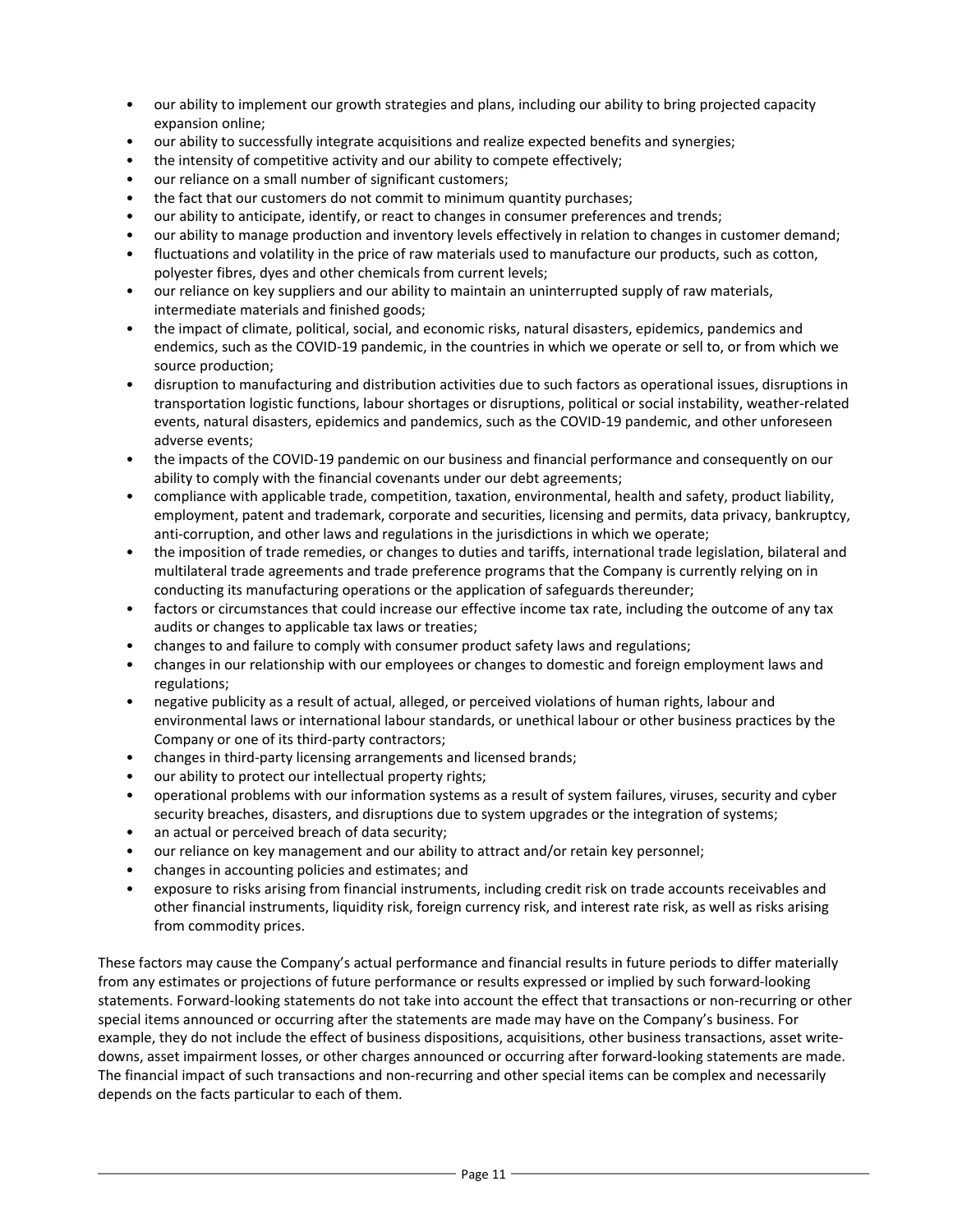- our ability to implement our growth strategies and plans, including our ability to bring projected capacity expansion online;
- our ability to successfully integrate acquisitions and realize expected benefits and synergies;
- the intensity of competitive activity and our ability to compete effectively;
- our reliance on a small number of significant customers;
- the fact that our customers do not commit to minimum quantity purchases;
- our ability to anticipate, identify, or react to changes in consumer preferences and trends;
- our ability to manage production and inventory levels effectively in relation to changes in customer demand;
- fluctuations and volatility in the price of raw materials used to manufacture our products, such as cotton, polyester fibres, dyes and other chemicals from current levels;
- our reliance on key suppliers and our ability to maintain an uninterrupted supply of raw materials, intermediate materials and finished goods;
- the impact of climate, political, social, and economic risks, natural disasters, epidemics, pandemics and endemics, such as the COVID-19 pandemic, in the countries in which we operate or sell to, or from which we source production;
- disruption to manufacturing and distribution activities due to such factors as operational issues, disruptions in transportation logistic functions, labour shortages or disruptions, political or social instability, weather-related events, natural disasters, epidemics and pandemics, such as the COVID-19 pandemic, and other unforeseen adverse events;
- the impacts of the COVID-19 pandemic on our business and financial performance and consequently on our ability to comply with the financial covenants under our debt agreements;
- compliance with applicable trade, competition, taxation, environmental, health and safety, product liability, employment, patent and trademark, corporate and securities, licensing and permits, data privacy, bankruptcy, anti-corruption, and other laws and regulations in the jurisdictions in which we operate;
- the imposition of trade remedies, or changes to duties and tariffs, international trade legislation, bilateral and multilateral trade agreements and trade preference programs that the Company is currently relying on in conducting its manufacturing operations or the application of safeguards thereunder;
- factors or circumstances that could increase our effective income tax rate, including the outcome of any tax audits or changes to applicable tax laws or treaties;
- changes to and failure to comply with consumer product safety laws and regulations;
- changes in our relationship with our employees or changes to domestic and foreign employment laws and regulations;
- negative publicity as a result of actual, alleged, or perceived violations of human rights, labour and environmental laws or international labour standards, or unethical labour or other business practices by the Company or one of its third-party contractors;
- changes in third-party licensing arrangements and licensed brands;
- our ability to protect our intellectual property rights;
- operational problems with our information systems as a result of system failures, viruses, security and cyber security breaches, disasters, and disruptions due to system upgrades or the integration of systems;
- an actual or perceived breach of data security;
- our reliance on key management and our ability to attract and/or retain key personnel;
- changes in accounting policies and estimates; and
- exposure to risks arising from financial instruments, including credit risk on trade accounts receivables and other financial instruments, liquidity risk, foreign currency risk, and interest rate risk, as well as risks arising from commodity prices.

These factors may cause the Company's actual performance and financial results in future periods to differ materially from any estimates or projections of future performance or results expressed or implied by such forward-looking statements. Forward-looking statements do not take into account the effect that transactions or non-recurring or other special items announced or occurring after the statements are made may have on the Company's business. For example, they do not include the effect of business dispositions, acquisitions, other business transactions, asset write-downs, asset impairment losses, or other charges announced or occurring after forward-looking statements are made. The financial impact of such transactions and non-recurring and other special items can be complex and necessarily depends on the facts particular to each of them.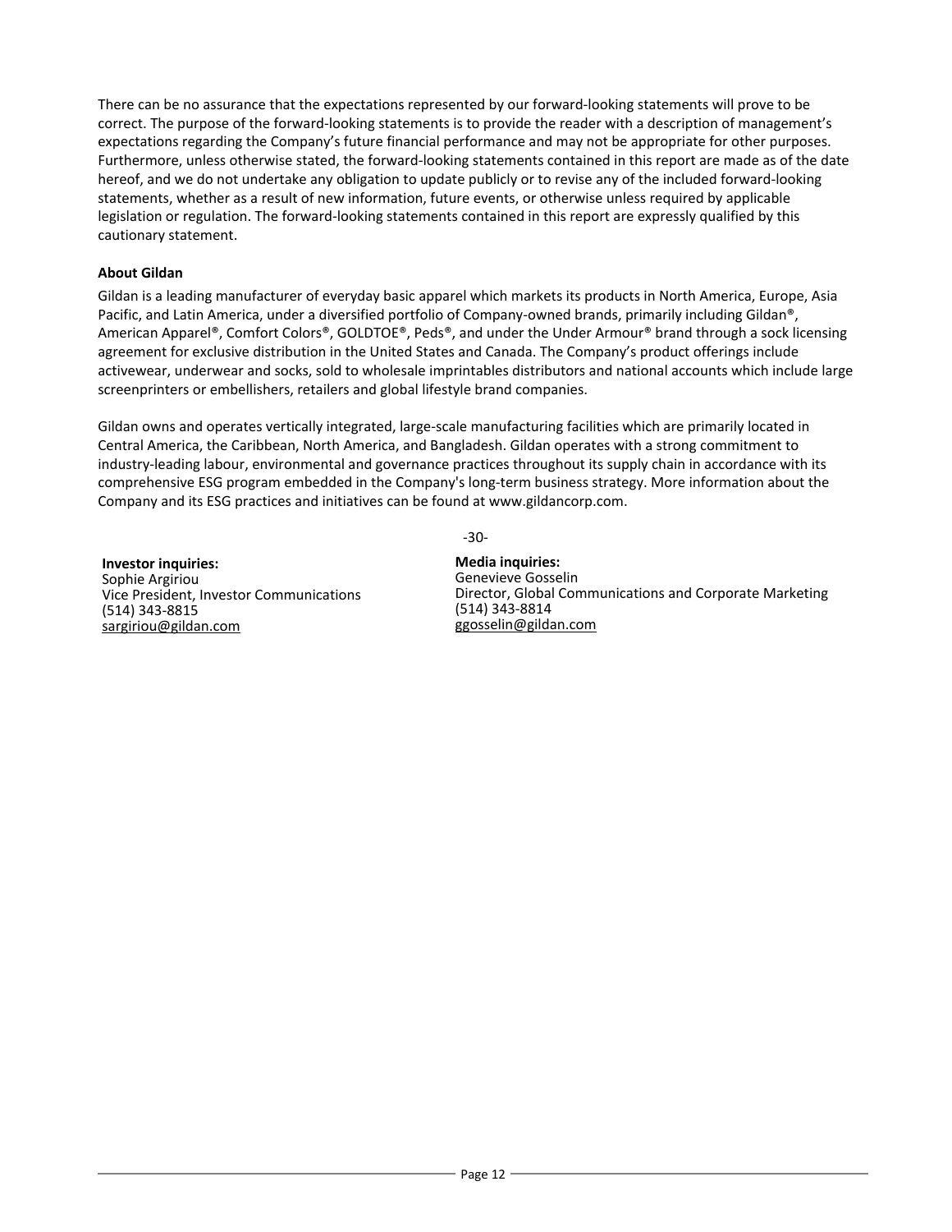There can be no assurance that the expectations represented by our forward-looking statements will prove to be correct. The purpose of the forward-looking statements is to provide the reader with a description of management's expectations regarding the Company's future financial performance and may not be appropriate for other purposes. Furthermore, unless otherwise stated, the forward-looking statements contained in this report are made as of the date hereof, and we do not undertake any obligation to update publicly or to revise any of the included forward-looking statements, whether as a result of new information, future events, or otherwise unless required by applicable legislation or regulation. The forward-looking statements contained in this report are expressly qualified by this cautionary statement.

**About Gildan**

Gildan is a leading manufacturer of everyday basic apparel which markets its products in North America, Europe, Asia Pacific, and Latin America, under a diversified portfolio of Company-owned brands, primarily including Gildan®, American Apparel®, Comfort Colors®, GOLDTOE®, Peds®, and under the Under Armour® brand through a sock licensing agreement for exclusive distribution in the United States and Canada. The Company's product offerings include activewear, underwear and socks, sold to wholesale imprintables distributors and national accounts which include large screenprinters or embellishers, retailers and global lifestyle brand companies.

Gildan owns and operates vertically integrated, large-scale manufacturing facilities which are primarily located in Central America, the Caribbean, North America, and Bangladesh. Gildan operates with a strong commitment to industry-leading labour, environmental and governance practices throughout its supply chain in accordance with its comprehensive ESG program embedded in the Company's long-term business strategy. More information about the Company and its ESG practices and initiatives can be found at www.gildancorp.com.

-30-

**Investor inquiries:**
Sophie Argiriou
Vice President, Investor Communications
(514) 343-8815
sargiriou@gildan.com

**Media inquiries:**
Genevieve Gosselin
Director, Global Communications and Corporate Marketing
(514) 343-8814
ggosselin@gildan.com